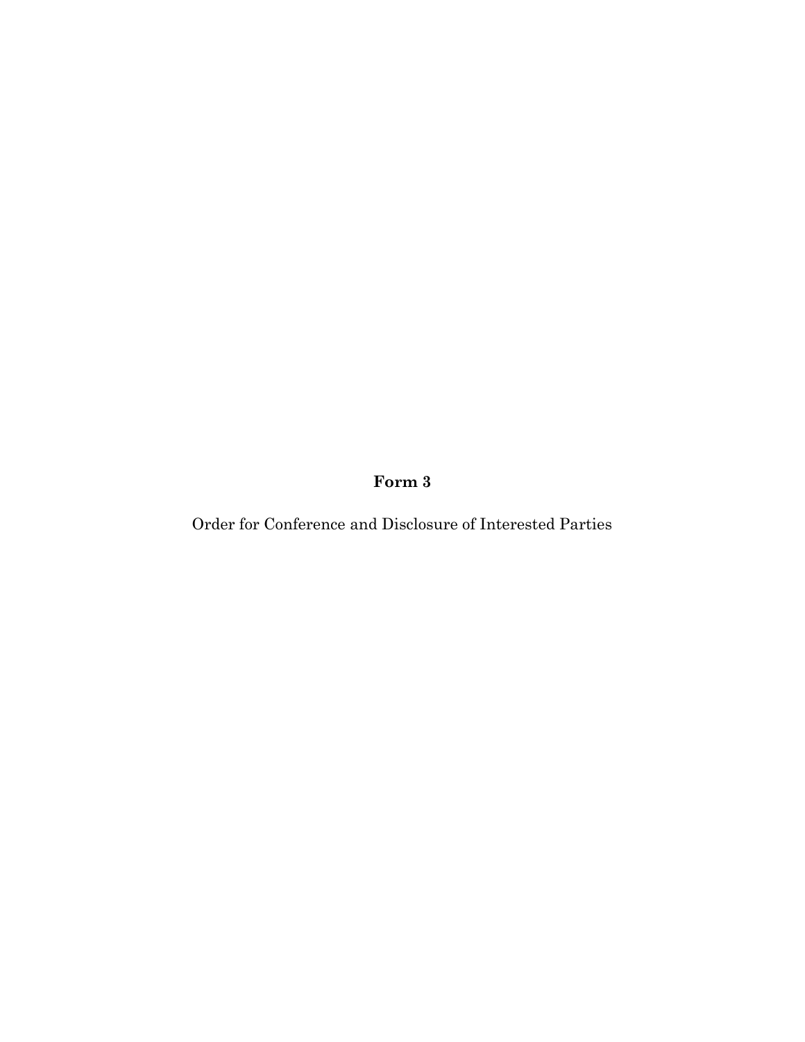**Form 3**

Order for Conference and Disclosure of Interested Parties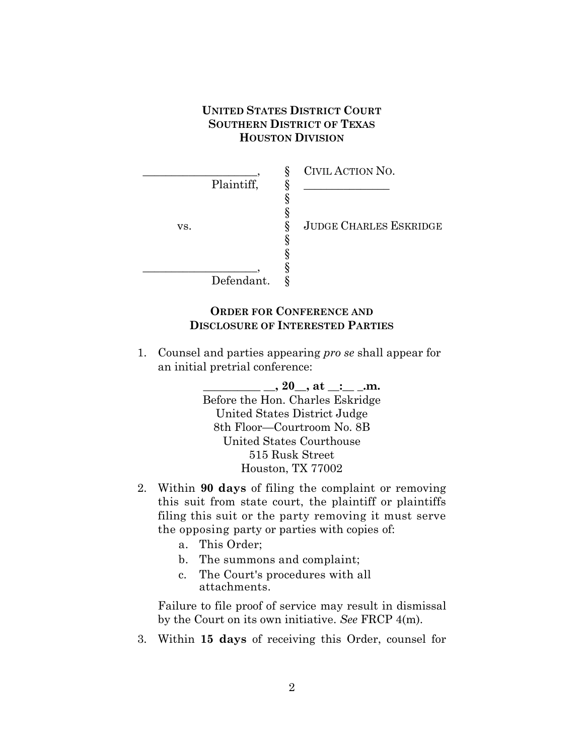**UNITED STATES DISTRICT COURT**
**SOUTHERN DISTRICT OF TEXAS**
**HOUSTON DIVISION**

| | | |
|---|---|---|
| ____________________, | § | CIVIL ACTION NO. |
| Plaintiff, | § | ______________ |
| | § | |
| | § | |
| vs. | § | JUDGE CHARLES ESKRIDGE |
| | § | |
| | § | |
| ____________________, | § | |
| Defendant. | § | |

**ORDER FOR CONFERENCE AND DISCLOSURE OF INTERESTED PARTIES**

1. Counsel and parties appearing *pro se* shall appear for an initial pretrial conference:

   **__________ __, 20__, at __:__ _.m.**
   Before the Hon. Charles Eskridge
   United States District Judge
   8th Floor—Courtroom No. 8B
   United States Courthouse
   515 Rusk Street
   Houston, TX 77002

2. Within **90 days** of filing the complaint or removing this suit from state court, the plaintiff or plaintiffs filing this suit or the party removing it must serve the opposing party or parties with copies of:
   a. This Order;
   b. The summons and complaint;
   c. The Court's procedures with all attachments.

   Failure to file proof of service may result in dismissal by the Court on its own initiative. *See* FRCP 4(m).

3. Within **15 days** of receiving this Order, counsel for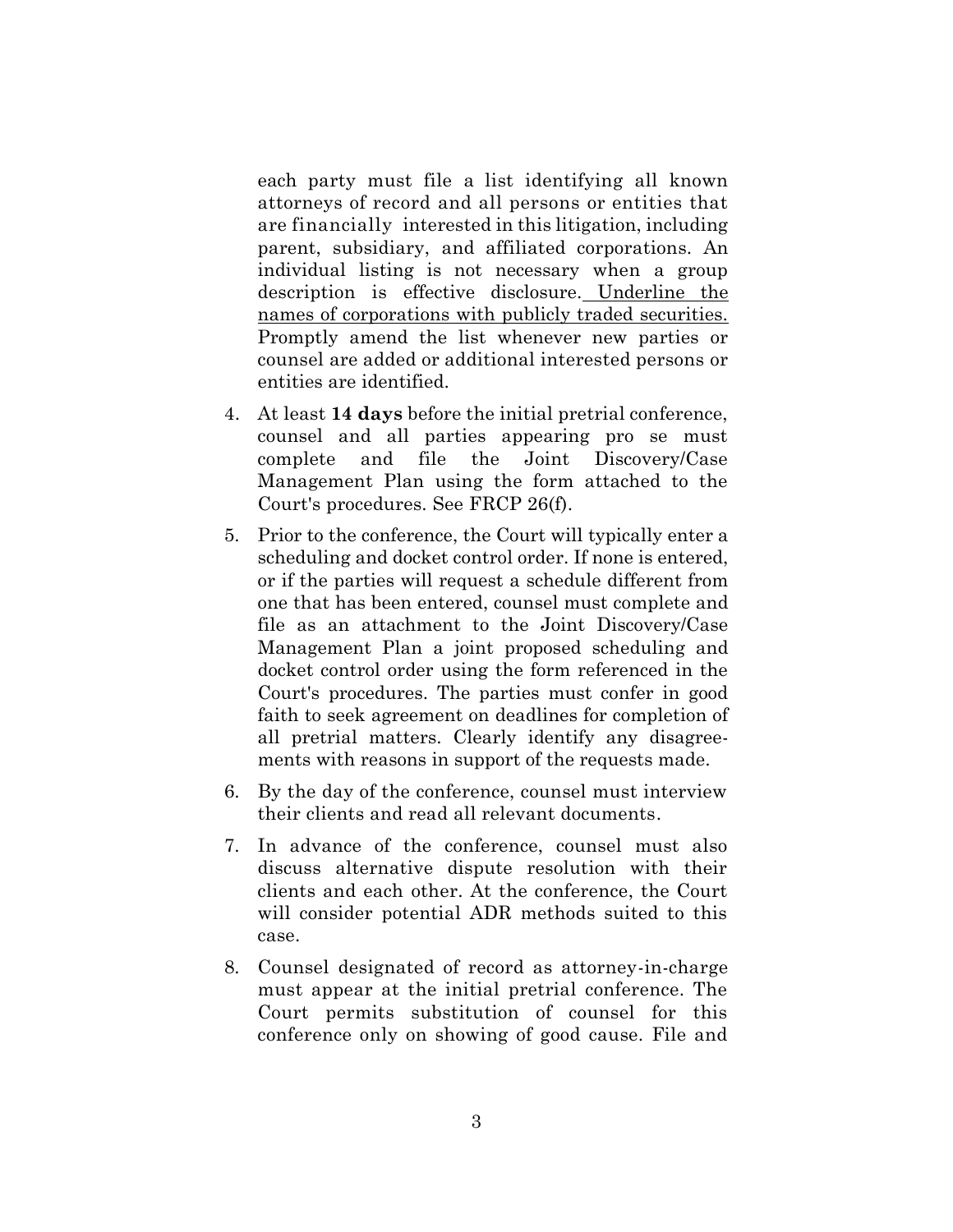each party must file a list identifying all known attorneys of record and all persons or entities that are financially interested in this litigation, including parent, subsidiary, and affiliated corporations. An individual listing is not necessary when a group description is effective disclosure. <u>Underline the names of corporations with publicly traded securities.</u> Promptly amend the list whenever new parties or counsel are added or additional interested persons or entities are identified.

4. At least **14 days** before the initial pretrial conference, counsel and all parties appearing pro se must complete and file the Joint Discovery/Case Management Plan using the form attached to the Court's procedures. See FRCP 26(f).

5. Prior to the conference, the Court will typically enter a scheduling and docket control order. If none is entered, or if the parties will request a schedule different from one that has been entered, counsel must complete and file as an attachment to the Joint Discovery/Case Management Plan a joint proposed scheduling and docket control order using the form referenced in the Court's procedures. The parties must confer in good faith to seek agreement on deadlines for completion of all pretrial matters. Clearly identify any disagreements with reasons in support of the requests made.

6. By the day of the conference, counsel must interview their clients and read all relevant documents.

7. In advance of the conference, counsel must also discuss alternative dispute resolution with their clients and each other. At the conference, the Court will consider potential ADR methods suited to this case.

8. Counsel designated of record as attorney-in-charge must appear at the initial pretrial conference. The Court permits substitution of counsel for this conference only on showing of good cause. File and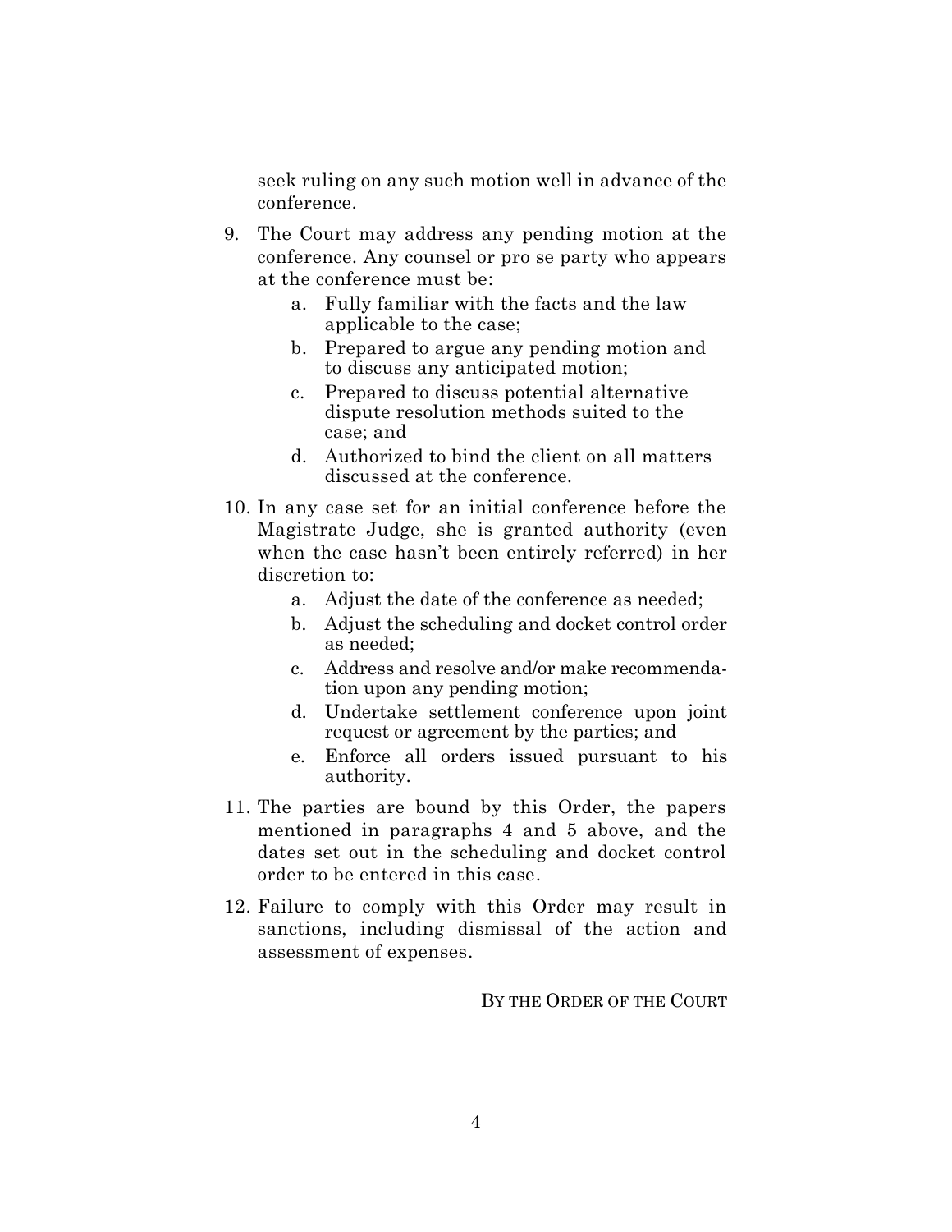seek ruling on any such motion well in advance of the conference.

9. The Court may address any pending motion at the conference. Any counsel or pro se party who appears at the conference must be:
    a. Fully familiar with the facts and the law applicable to the case;
    b. Prepared to argue any pending motion and to discuss any anticipated motion;
    c. Prepared to discuss potential alternative dispute resolution methods suited to the case; and
    d. Authorized to bind the client on all matters discussed at the conference.

10. In any case set for an initial conference before the Magistrate Judge, she is granted authority (even when the case hasn't been entirely referred) in her discretion to:
    a. Adjust the date of the conference as needed;
    b. Adjust the scheduling and docket control order as needed;
    c. Address and resolve and/or make recommendation upon any pending motion;
    d. Undertake settlement conference upon joint request or agreement by the parties; and
    e. Enforce all orders issued pursuant to his authority.

11. The parties are bound by this Order, the papers mentioned in paragraphs 4 and 5 above, and the dates set out in the scheduling and docket control order to be entered in this case.

12. Failure to comply with this Order may result in sanctions, including dismissal of the action and assessment of expenses.

BY THE ORDER OF THE COURT